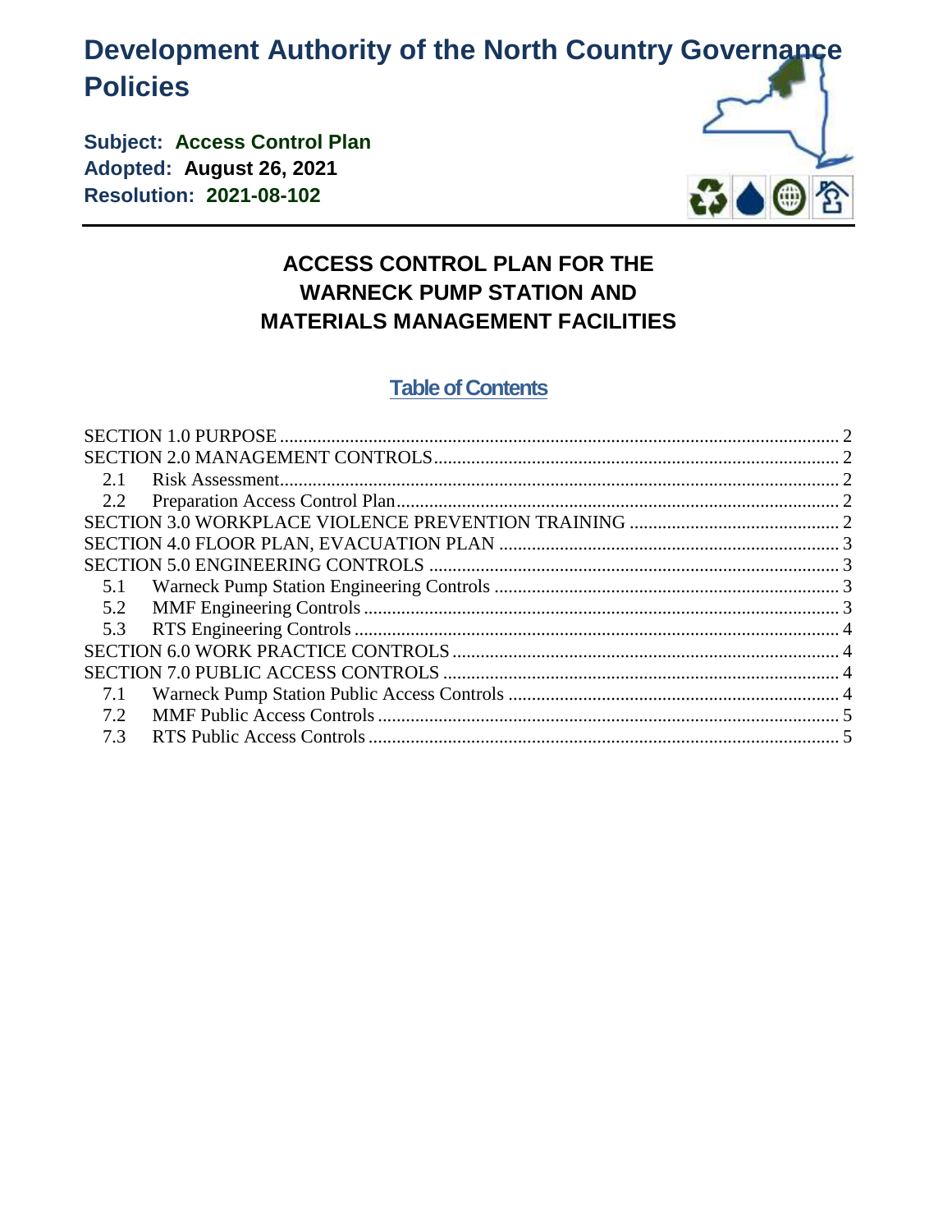# Development Authority of the North Country Governance Policies

**Subject: Access Control Plan**
**Adopted: August 26, 2021**
**Resolution: 2021-08-102**

## ACCESS CONTROL PLAN FOR THE WARNECK PUMP STATION AND MATERIALS MANAGEMENT FACILITIES

### Table of Contents

SECTION 1.0 PURPOSE ........................................ 2
SECTION 2.0 MANAGEMENT CONTROLS ........................................ 2
- 2.1 Risk Assessment ........................................ 2
- 2.2 Preparation Access Control Plan ........................................ 2

SECTION 3.0 WORKPLACE VIOLENCE PREVENTION TRAINING ........................................ 2
SECTION 4.0 FLOOR PLAN, EVACUATION PLAN ........................................ 3
SECTION 5.0 ENGINEERING CONTROLS ........................................ 3
- 5.1 Warneck Pump Station Engineering Controls ........................................ 3
- 5.2 MMF Engineering Controls ........................................ 3
- 5.3 RTS Engineering Controls ........................................ 4

SECTION 6.0 WORK PRACTICE CONTROLS ........................................ 4
SECTION 7.0 PUBLIC ACCESS CONTROLS ........................................ 4
- 7.1 Warneck Pump Station Public Access Controls ........................................ 4
- 7.2 MMF Public Access Controls ........................................ 5
- 7.3 RTS Public Access Controls ........................................ 5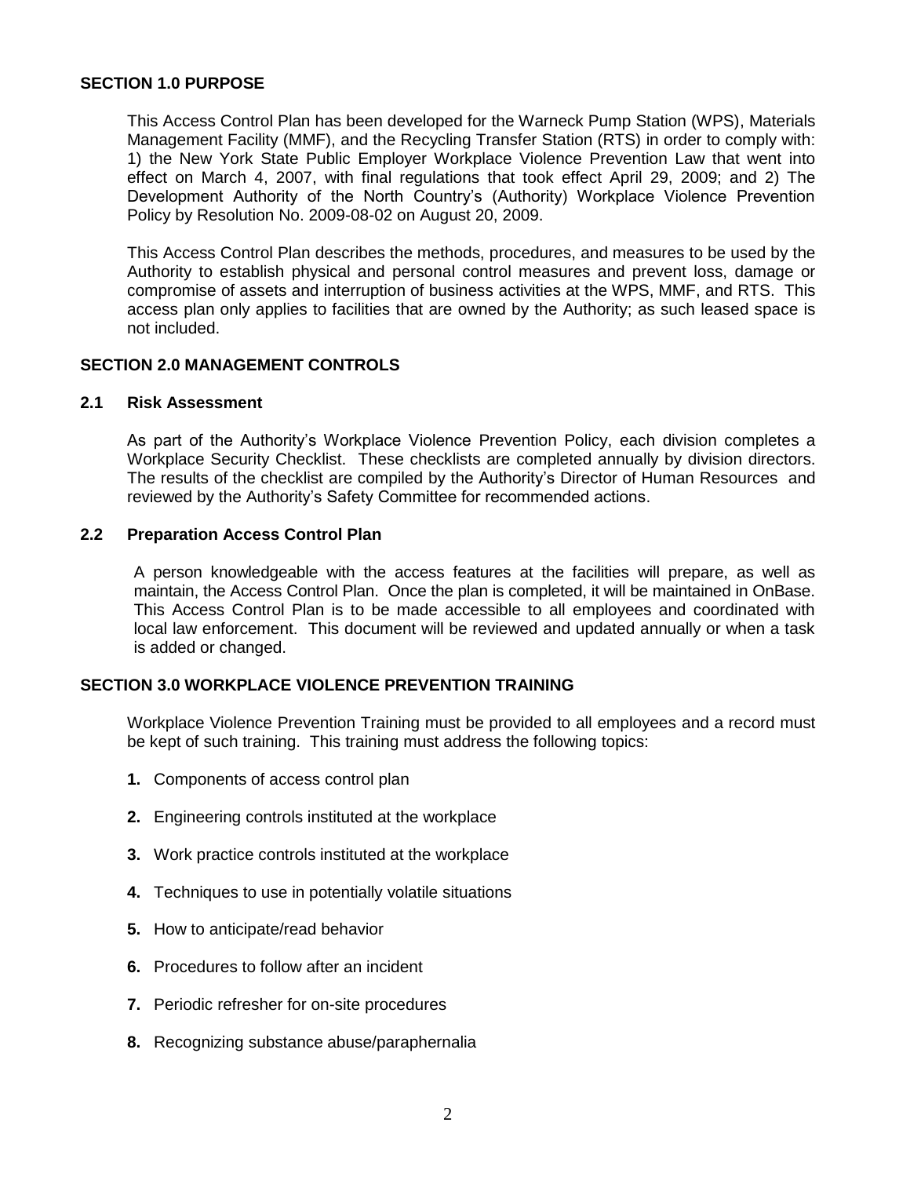## SECTION 1.0 PURPOSE

This Access Control Plan has been developed for the Warneck Pump Station (WPS), Materials Management Facility (MMF), and the Recycling Transfer Station (RTS) in order to comply with: 1) the New York State Public Employer Workplace Violence Prevention Law that went into effect on March 4, 2007, with final regulations that took effect April 29, 2009; and 2) The Development Authority of the North Country's (Authority) Workplace Violence Prevention Policy by Resolution No. 2009-08-02 on August 20, 2009.

This Access Control Plan describes the methods, procedures, and measures to be used by the Authority to establish physical and personal control measures and prevent loss, damage or compromise of assets and interruption of business activities at the WPS, MMF, and RTS. This access plan only applies to facilities that are owned by the Authority; as such leased space is not included.

## SECTION 2.0 MANAGEMENT CONTROLS

### 2.1 Risk Assessment

As part of the Authority's Workplace Violence Prevention Policy, each division completes a Workplace Security Checklist. These checklists are completed annually by division directors. The results of the checklist are compiled by the Authority's Director of Human Resources and reviewed by the Authority's Safety Committee for recommended actions.

### 2.2 Preparation Access Control Plan

A person knowledgeable with the access features at the facilities will prepare, as well as maintain, the Access Control Plan. Once the plan is completed, it will be maintained in OnBase. This Access Control Plan is to be made accessible to all employees and coordinated with local law enforcement. This document will be reviewed and updated annually or when a task is added or changed.

## SECTION 3.0 WORKPLACE VIOLENCE PREVENTION TRAINING

Workplace Violence Prevention Training must be provided to all employees and a record must be kept of such training. This training must address the following topics:

1. Components of access control plan
2. Engineering controls instituted at the workplace
3. Work practice controls instituted at the workplace
4. Techniques to use in potentially volatile situations
5. How to anticipate/read behavior
6. Procedures to follow after an incident
7. Periodic refresher for on-site procedures
8. Recognizing substance abuse/paraphernalia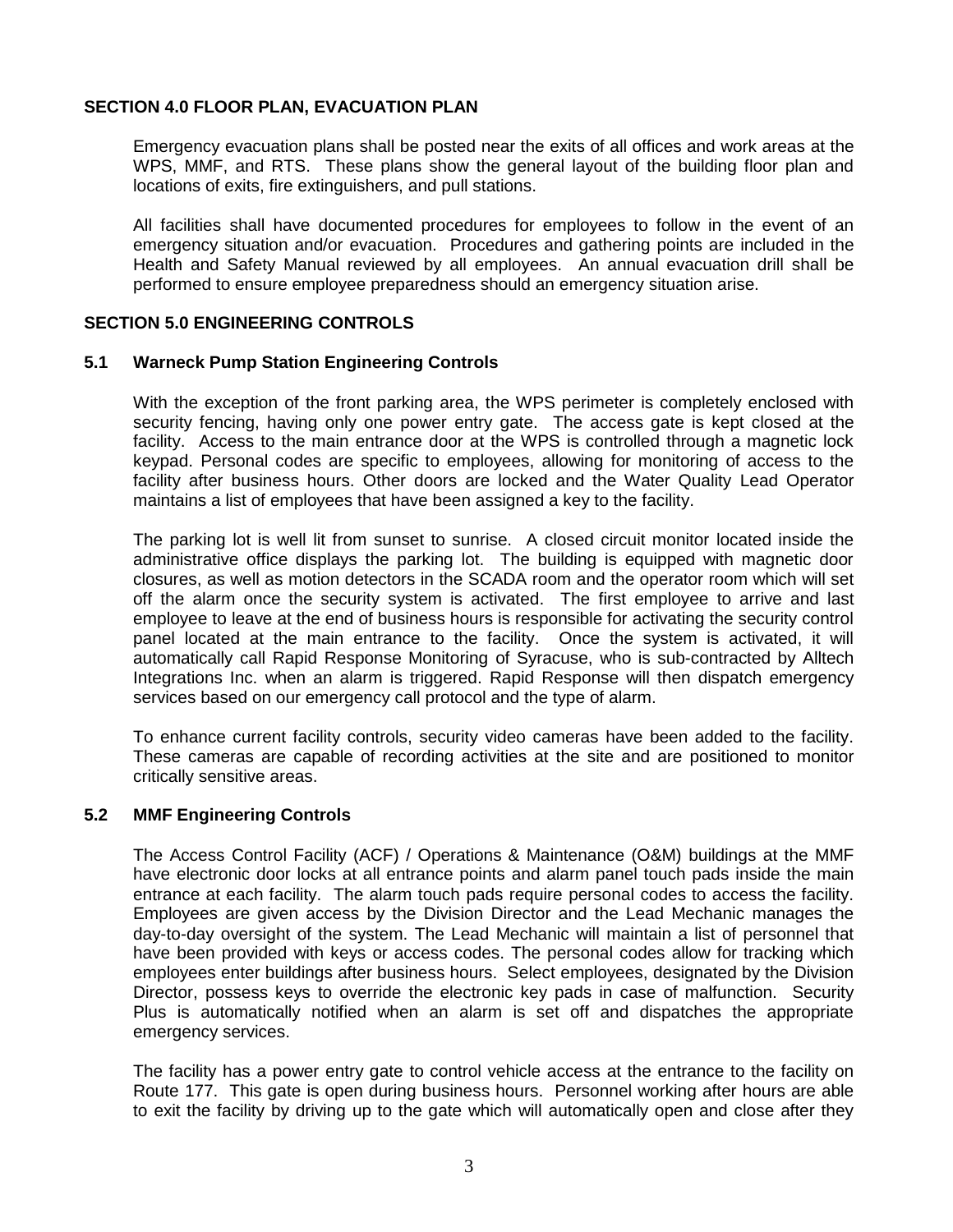## SECTION 4.0 FLOOR PLAN, EVACUATION PLAN

Emergency evacuation plans shall be posted near the exits of all offices and work areas at the WPS, MMF, and RTS. These plans show the general layout of the building floor plan and locations of exits, fire extinguishers, and pull stations.

All facilities shall have documented procedures for employees to follow in the event of an emergency situation and/or evacuation. Procedures and gathering points are included in the Health and Safety Manual reviewed by all employees. An annual evacuation drill shall be performed to ensure employee preparedness should an emergency situation arise.

## SECTION 5.0 ENGINEERING CONTROLS

### 5.1 Warneck Pump Station Engineering Controls

With the exception of the front parking area, the WPS perimeter is completely enclosed with security fencing, having only one power entry gate. The access gate is kept closed at the facility. Access to the main entrance door at the WPS is controlled through a magnetic lock keypad. Personal codes are specific to employees, allowing for monitoring of access to the facility after business hours. Other doors are locked and the Water Quality Lead Operator maintains a list of employees that have been assigned a key to the facility.

The parking lot is well lit from sunset to sunrise. A closed circuit monitor located inside the administrative office displays the parking lot. The building is equipped with magnetic door closures, as well as motion detectors in the SCADA room and the operator room which will set off the alarm once the security system is activated. The first employee to arrive and last employee to leave at the end of business hours is responsible for activating the security control panel located at the main entrance to the facility. Once the system is activated, it will automatically call Rapid Response Monitoring of Syracuse, who is sub-contracted by Alltech Integrations Inc. when an alarm is triggered. Rapid Response will then dispatch emergency services based on our emergency call protocol and the type of alarm.

To enhance current facility controls, security video cameras have been added to the facility. These cameras are capable of recording activities at the site and are positioned to monitor critically sensitive areas.

### 5.2 MMF Engineering Controls

The Access Control Facility (ACF) / Operations & Maintenance (O&M) buildings at the MMF have electronic door locks at all entrance points and alarm panel touch pads inside the main entrance at each facility. The alarm touch pads require personal codes to access the facility. Employees are given access by the Division Director and the Lead Mechanic manages the day-to-day oversight of the system. The Lead Mechanic will maintain a list of personnel that have been provided with keys or access codes. The personal codes allow for tracking which employees enter buildings after business hours. Select employees, designated by the Division Director, possess keys to override the electronic key pads in case of malfunction. Security Plus is automatically notified when an alarm is set off and dispatches the appropriate emergency services.

The facility has a power entry gate to control vehicle access at the entrance to the facility on Route 177. This gate is open during business hours. Personnel working after hours are able to exit the facility by driving up to the gate which will automatically open and close after they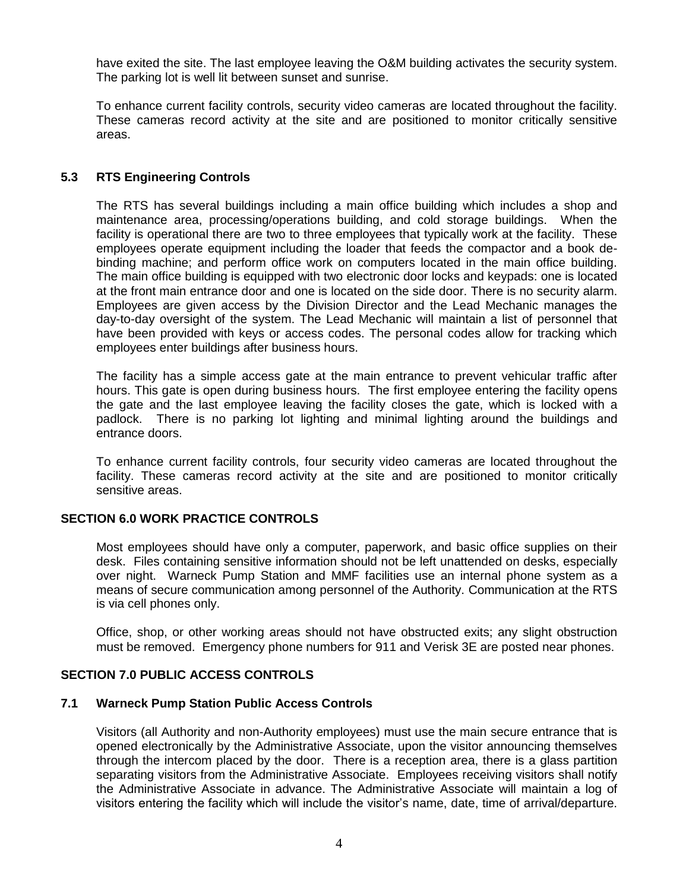have exited the site. The last employee leaving the O&M building activates the security system. The parking lot is well lit between sunset and sunrise.

To enhance current facility controls, security video cameras are located throughout the facility. These cameras record activity at the site and are positioned to monitor critically sensitive areas.

### 5.3 RTS Engineering Controls

The RTS has several buildings including a main office building which includes a shop and maintenance area, processing/operations building, and cold storage buildings. When the facility is operational there are two to three employees that typically work at the facility. These employees operate equipment including the loader that feeds the compactor and a book de-binding machine; and perform office work on computers located in the main office building. The main office building is equipped with two electronic door locks and keypads: one is located at the front main entrance door and one is located on the side door. There is no security alarm. Employees are given access by the Division Director and the Lead Mechanic manages the day-to-day oversight of the system. The Lead Mechanic will maintain a list of personnel that have been provided with keys or access codes. The personal codes allow for tracking which employees enter buildings after business hours.

The facility has a simple access gate at the main entrance to prevent vehicular traffic after hours. This gate is open during business hours. The first employee entering the facility opens the gate and the last employee leaving the facility closes the gate, which is locked with a padlock. There is no parking lot lighting and minimal lighting around the buildings and entrance doors.

To enhance current facility controls, four security video cameras are located throughout the facility. These cameras record activity at the site and are positioned to monitor critically sensitive areas.

## SECTION 6.0 WORK PRACTICE CONTROLS

Most employees should have only a computer, paperwork, and basic office supplies on their desk. Files containing sensitive information should not be left unattended on desks, especially over night. Warneck Pump Station and MMF facilities use an internal phone system as a means of secure communication among personnel of the Authority. Communication at the RTS is via cell phones only.

Office, shop, or other working areas should not have obstructed exits; any slight obstruction must be removed. Emergency phone numbers for 911 and Verisk 3E are posted near phones.

## SECTION 7.0 PUBLIC ACCESS CONTROLS

### 7.1 Warneck Pump Station Public Access Controls

Visitors (all Authority and non-Authority employees) must use the main secure entrance that is opened electronically by the Administrative Associate, upon the visitor announcing themselves through the intercom placed by the door. There is a reception area, there is a glass partition separating visitors from the Administrative Associate. Employees receiving visitors shall notify the Administrative Associate in advance. The Administrative Associate will maintain a log of visitors entering the facility which will include the visitor's name, date, time of arrival/departure.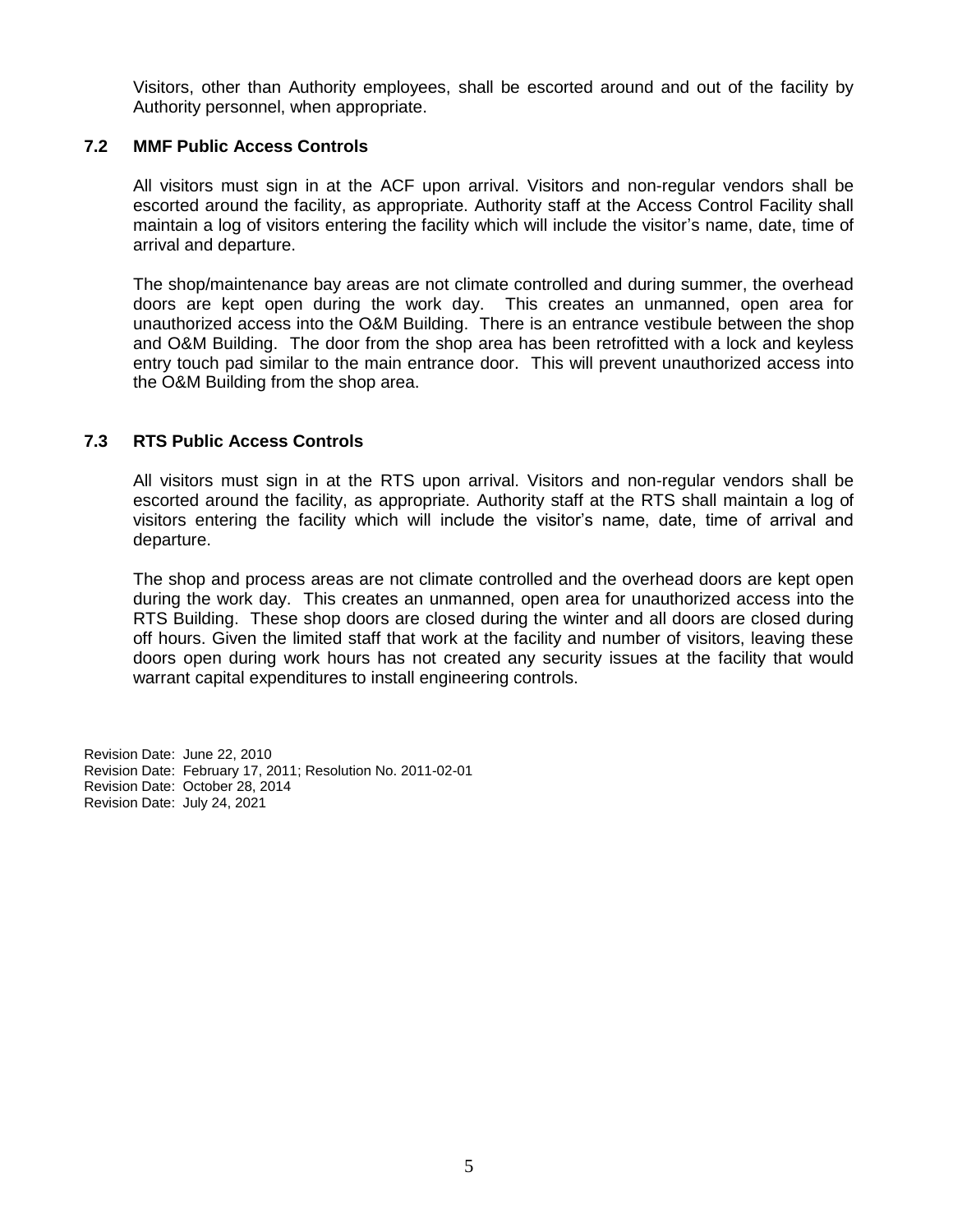Visitors, other than Authority employees, shall be escorted around and out of the facility by Authority personnel, when appropriate.

### 7.2 MMF Public Access Controls

All visitors must sign in at the ACF upon arrival. Visitors and non-regular vendors shall be escorted around the facility, as appropriate. Authority staff at the Access Control Facility shall maintain a log of visitors entering the facility which will include the visitor's name, date, time of arrival and departure.

The shop/maintenance bay areas are not climate controlled and during summer, the overhead doors are kept open during the work day. This creates an unmanned, open area for unauthorized access into the O&M Building. There is an entrance vestibule between the shop and O&M Building. The door from the shop area has been retrofitted with a lock and keyless entry touch pad similar to the main entrance door. This will prevent unauthorized access into the O&M Building from the shop area.

### 7.3 RTS Public Access Controls

All visitors must sign in at the RTS upon arrival. Visitors and non-regular vendors shall be escorted around the facility, as appropriate. Authority staff at the RTS shall maintain a log of visitors entering the facility which will include the visitor's name, date, time of arrival and departure.

The shop and process areas are not climate controlled and the overhead doors are kept open during the work day. This creates an unmanned, open area for unauthorized access into the RTS Building. These shop doors are closed during the winter and all doors are closed during off hours. Given the limited staff that work at the facility and number of visitors, leaving these doors open during work hours has not created any security issues at the facility that would warrant capital expenditures to install engineering controls.

Revision Date: June 22, 2010
Revision Date: February 17, 2011; Resolution No. 2011-02-01
Revision Date: October 28, 2014
Revision Date: July 24, 2021